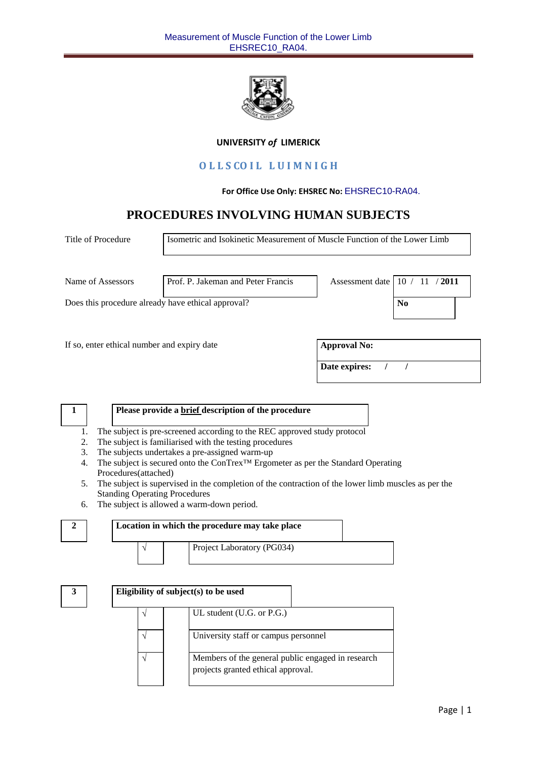**UNIVERSITY *of* LIMERICK**

**OLLSCOIL LUIMNIGH**

**For Office Use Only: EHSREC No:** EHSREC10-RA04.

# PROCEDURES INVOLVING HUMAN SUBJECTS

| | |
|---|---|
| Title of Procedure | Isometric and Isokinetic Measurement of Muscle Function of the Lower Limb |
| Name of Assessors | Prof. P. Jakeman and Peter Francis |
| Assessment date | 10 / 11 / **2011** |
| Does this procedure already have ethical approval? | **No** |
| If so, enter ethical number and expiry date | **Approval No:** <br> **Date expires:** / / |

**1** **Please provide a brief description of the procedure**

1. The subject is pre-screened according to the REC approved study protocol
2. The subject is familiarised with the testing procedures
3. The subjects undertakes a pre-assigned warm-up
4. The subject is secured onto the ConTrex™ Ergometer as per the Standard Operating Procedures(attached)
5. The subject is supervised in the completion of the contraction of the lower limb muscles as per the Standing Operating Procedures
6. The subject is allowed a warm-down period.

**2** **Location in which the procedure may take place**

| | |
|---|---|
| √ | Project Laboratory (PG034) |

**3** **Eligibility of subject(s) to be used**

| | |
|---|---|
| √ | UL student (U.G. or P.G.) |
| √ | University staff or campus personnel |
| √ | Members of the general public engaged in research projects granted ethical approval. |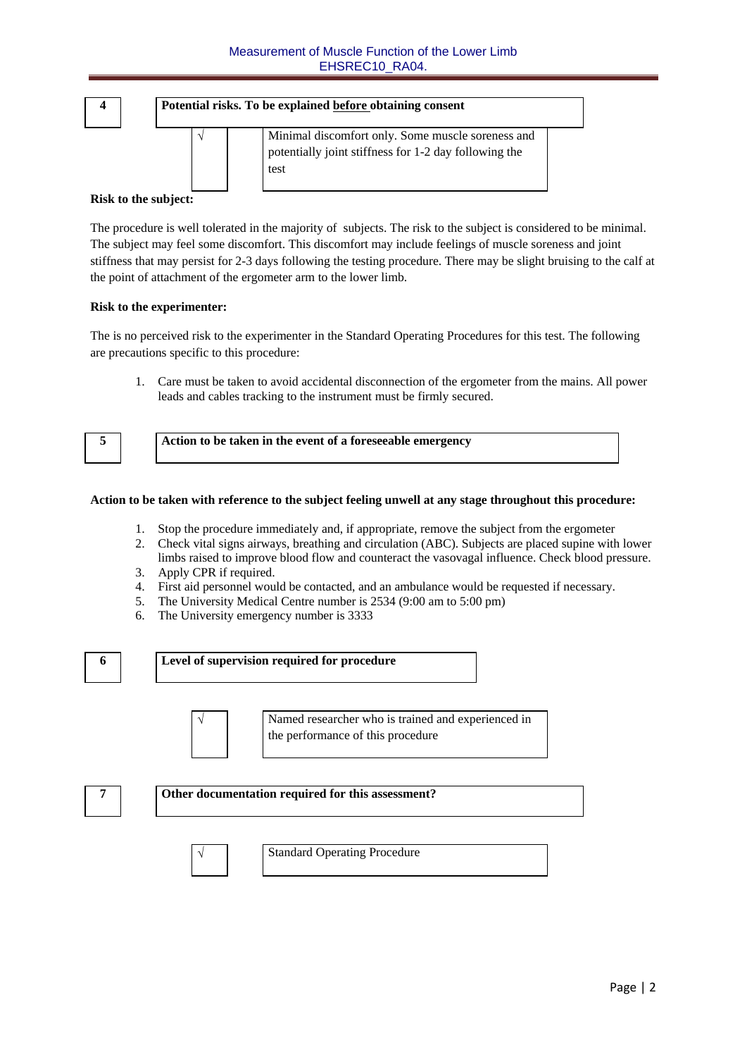| 4 | **Potential risks. To be explained before obtaining consent** |
|---|---|
| √ | Minimal discomfort only. Some muscle soreness and potentially joint stiffness for 1-2 day following the test |

**Risk to the subject:**

The procedure is well tolerated in the majority of subjects. The risk to the subject is considered to be minimal. The subject may feel some discomfort. This discomfort may include feelings of muscle soreness and joint stiffness that may persist for 2-3 days following the testing procedure. There may be slight bruising to the calf at the point of attachment of the ergometer arm to the lower limb.

**Risk to the experimenter:**

The is no perceived risk to the experimenter in the Standard Operating Procedures for this test. The following are precautions specific to this procedure:

1. Care must be taken to avoid accidental disconnection of the ergometer from the mains. All power leads and cables tracking to the instrument must be firmly secured.

| 5 | **Action to be taken in the event of a foreseeable emergency** |
|---|---|

**Action to be taken with reference to the subject feeling unwell at any stage throughout this procedure:**

1. Stop the procedure immediately and, if appropriate, remove the subject from the ergometer
2. Check vital signs airways, breathing and circulation (ABC). Subjects are placed supine with lower limbs raised to improve blood flow and counteract the vasovagal influence. Check blood pressure.
3. Apply CPR if required.
4. First aid personnel would be contacted, and an ambulance would be requested if necessary.
5. The University Medical Centre number is 2534 (9:00 am to 5:00 pm)
6. The University emergency number is 3333

| 6 | **Level of supervision required for procedure** |
|---|---|
| √ | Named researcher who is trained and experienced in the performance of this procedure |

| 7 | **Other documentation required for this assessment?** |
|---|---|
| √ | Standard Operating Procedure |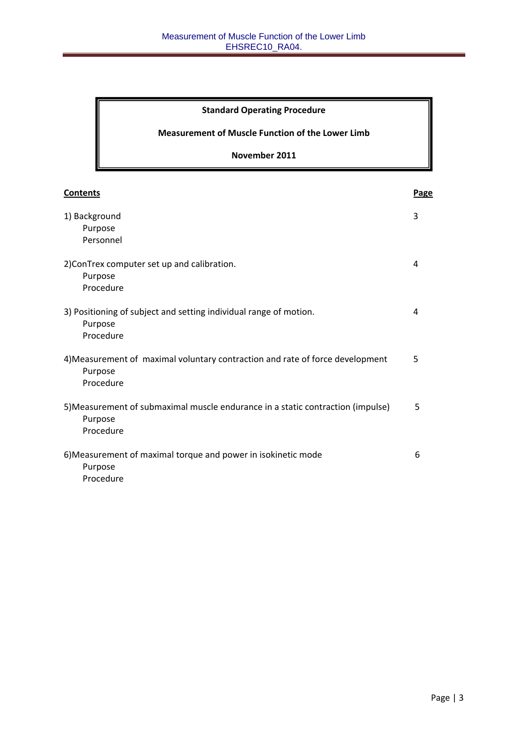**Standard Operating Procedure**

**Measurement of Muscle Function of the Lower Limb**

**November 2011**

| **Contents** | **Page** |
|---|---|
| 1) Background<br>Purpose<br>Personnel | 3 |
| 2)ConTrex computer set up and calibration.<br>Purpose<br>Procedure | 4 |
| 3) Positioning of subject and setting individual range of motion.<br>Purpose<br>Procedure | 4 |
| 4)Measurement of maximal voluntary contraction and rate of force development<br>Purpose<br>Procedure | 5 |
| 5)Measurement of submaximal muscle endurance in a static contraction (impulse)<br>Purpose<br>Procedure | 5 |
| 6)Measurement of maximal torque and power in isokinetic mode<br>Purpose<br>Procedure | 6 |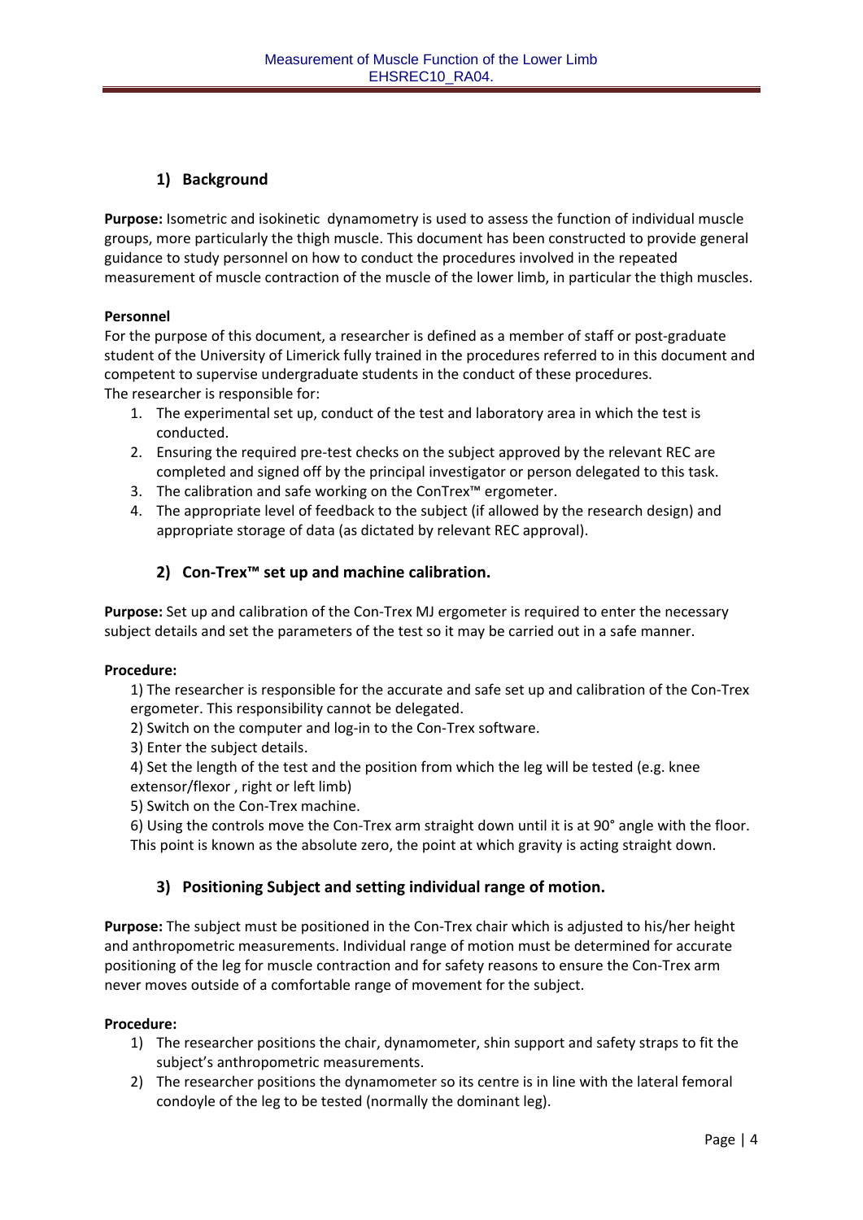## 1) Background

**Purpose:** Isometric and isokinetic dynamometry is used to assess the function of individual muscle groups, more particularly the thigh muscle. This document has been constructed to provide general guidance to study personnel on how to conduct the procedures involved in the repeated measurement of muscle contraction of the muscle of the lower limb, in particular the thigh muscles.

**Personnel**

For the purpose of this document, a researcher is defined as a member of staff or post-graduate student of the University of Limerick fully trained in the procedures referred to in this document and competent to supervise undergraduate students in the conduct of these procedures.

The researcher is responsible for:

1. The experimental set up, conduct of the test and laboratory area in which the test is conducted.
2. Ensuring the required pre-test checks on the subject approved by the relevant REC are completed and signed off by the principal investigator or person delegated to this task.
3. The calibration and safe working on the ConTrex™ ergometer.
4. The appropriate level of feedback to the subject (if allowed by the research design) and appropriate storage of data (as dictated by relevant REC approval).

## 2) Con-Trex™ set up and machine calibration.

**Purpose:** Set up and calibration of the Con-Trex MJ ergometer is required to enter the necessary subject details and set the parameters of the test so it may be carried out in a safe manner.

**Procedure:**

1) The researcher is responsible for the accurate and safe set up and calibration of the Con-Trex ergometer. This responsibility cannot be delegated.
2) Switch on the computer and log-in to the Con-Trex software.
3) Enter the subject details.
4) Set the length of the test and the position from which the leg will be tested (e.g. knee extensor/flexor , right or left limb)
5) Switch on the Con-Trex machine.
6) Using the controls move the Con-Trex arm straight down until it is at 90° angle with the floor. This point is known as the absolute zero, the point at which gravity is acting straight down.

## 3) Positioning Subject and setting individual range of motion.

**Purpose:** The subject must be positioned in the Con-Trex chair which is adjusted to his/her height and anthropometric measurements. Individual range of motion must be determined for accurate positioning of the leg for muscle contraction and for safety reasons to ensure the Con-Trex arm never moves outside of a comfortable range of movement for the subject.

**Procedure:**

1) The researcher positions the chair, dynamometer, shin support and safety straps to fit the subject's anthropometric measurements.
2) The researcher positions the dynamometer so its centre is in line with the lateral femoral condoyle of the leg to be tested (normally the dominant leg).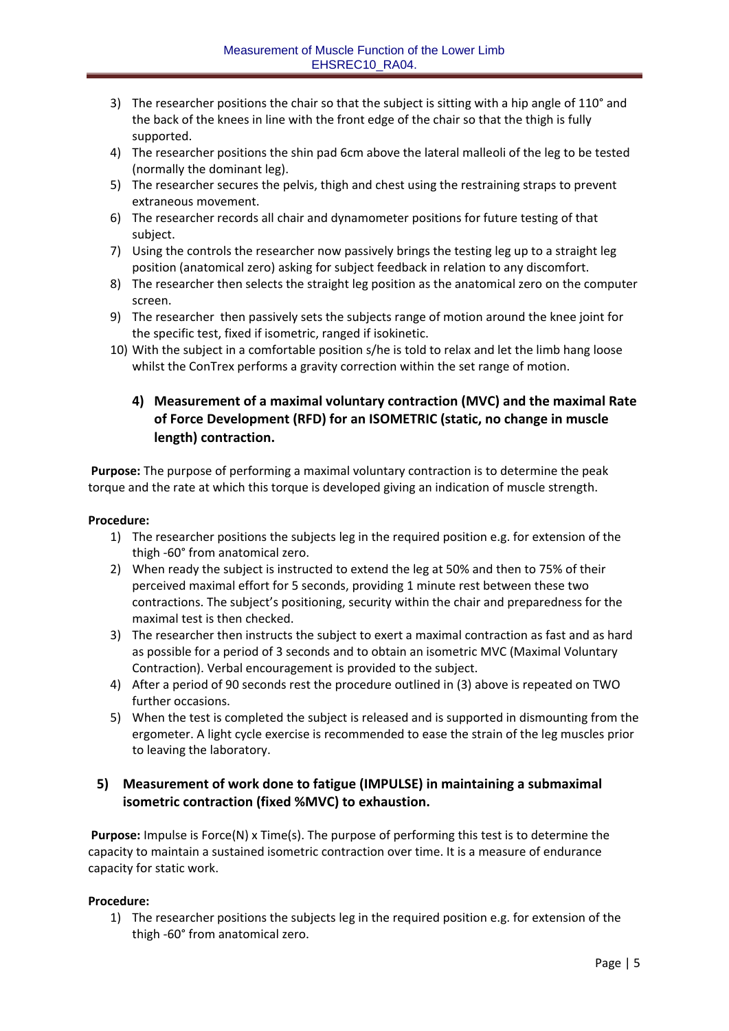3) The researcher positions the chair so that the subject is sitting with a hip angle of 110° and the back of the knees in line with the front edge of the chair so that the thigh is fully supported.
4) The researcher positions the shin pad 6cm above the lateral malleoli of the leg to be tested (normally the dominant leg).
5) The researcher secures the pelvis, thigh and chest using the restraining straps to prevent extraneous movement.
6) The researcher records all chair and dynamometer positions for future testing of that subject.
7) Using the controls the researcher now passively brings the testing leg up to a straight leg position (anatomical zero) asking for subject feedback in relation to any discomfort.
8) The researcher then selects the straight leg position as the anatomical zero on the computer screen.
9) The researcher then passively sets the subjects range of motion around the knee joint for the specific test, fixed if isometric, ranged if isokinetic.
10) With the subject in a comfortable position s/he is told to relax and let the limb hang loose whilst the ConTrex performs a gravity correction within the set range of motion.

### 4) Measurement of a maximal voluntary contraction (MVC) and the maximal Rate of Force Development (RFD) for an ISOMETRIC (static, no change in muscle length) contraction.

**Purpose:** The purpose of performing a maximal voluntary contraction is to determine the peak torque and the rate at which this torque is developed giving an indication of muscle strength.

**Procedure:**

1) The researcher positions the subjects leg in the required position e.g. for extension of the thigh -60° from anatomical zero.
2) When ready the subject is instructed to extend the leg at 50% and then to 75% of their perceived maximal effort for 5 seconds, providing 1 minute rest between these two contractions. The subject's positioning, security within the chair and preparedness for the maximal test is then checked.
3) The researcher then instructs the subject to exert a maximal contraction as fast and as hard as possible for a period of 3 seconds and to obtain an isometric MVC (Maximal Voluntary Contraction). Verbal encouragement is provided to the subject.
4) After a period of 90 seconds rest the procedure outlined in (3) above is repeated on TWO further occasions.
5) When the test is completed the subject is released and is supported in dismounting from the ergometer. A light cycle exercise is recommended to ease the strain of the leg muscles prior to leaving the laboratory.

### 5) Measurement of work done to fatigue (IMPULSE) in maintaining a submaximal isometric contraction (fixed %MVC) to exhaustion.

**Purpose:** Impulse is Force(N) x Time(s). The purpose of performing this test is to determine the capacity to maintain a sustained isometric contraction over time. It is a measure of endurance capacity for static work.

**Procedure:**

1) The researcher positions the subjects leg in the required position e.g. for extension of the thigh -60° from anatomical zero.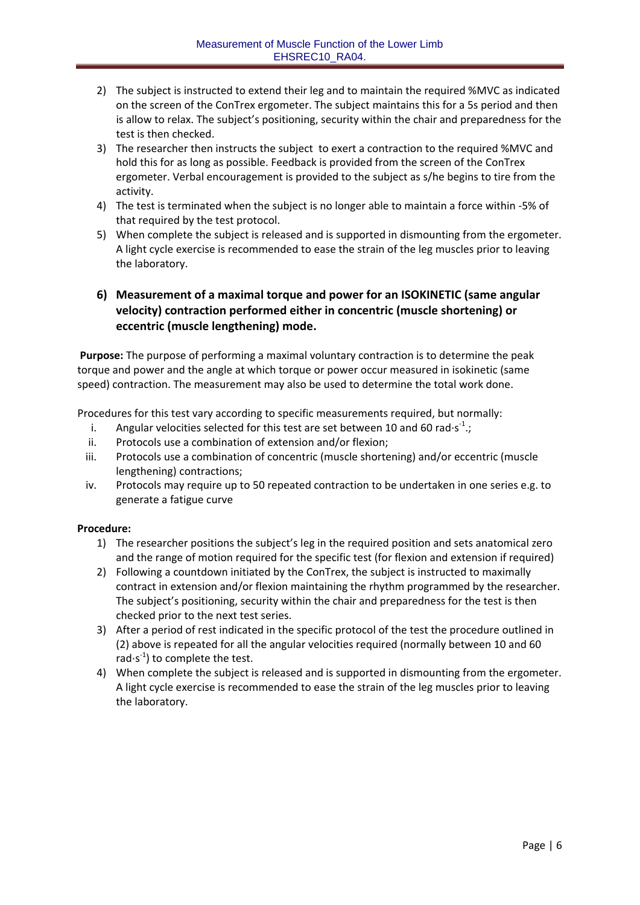2) The subject is instructed to extend their leg and to maintain the required %MVC as indicated on the screen of the ConTrex ergometer. The subject maintains this for a 5s period and then is allow to relax. The subject's positioning, security within the chair and preparedness for the test is then checked.
3) The researcher then instructs the subject to exert a contraction to the required %MVC and hold this for as long as possible. Feedback is provided from the screen of the ConTrex ergometer. Verbal encouragement is provided to the subject as s/he begins to tire from the activity.
4) The test is terminated when the subject is no longer able to maintain a force within -5% of that required by the test protocol.
5) When complete the subject is released and is supported in dismounting from the ergometer. A light cycle exercise is recommended to ease the strain of the leg muscles prior to leaving the laboratory.

### 6) Measurement of a maximal torque and power for an ISOKINETIC (same angular velocity) contraction performed either in concentric (muscle shortening) or eccentric (muscle lengthening) mode.

**Purpose:** The purpose of performing a maximal voluntary contraction is to determine the peak torque and power and the angle at which torque or power occur measured in isokinetic (same speed) contraction. The measurement may also be used to determine the total work done.

Procedures for this test vary according to specific measurements required, but normally:

i. Angular velocities selected for this test are set between 10 and 60 rad·s$^{-1}$.;
ii. Protocols use a combination of extension and/or flexion;
iii. Protocols use a combination of concentric (muscle shortening) and/or eccentric (muscle lengthening) contractions;
iv. Protocols may require up to 50 repeated contraction to be undertaken in one series e.g. to generate a fatigue curve

**Procedure:**

1) The researcher positions the subject's leg in the required position and sets anatomical zero and the range of motion required for the specific test (for flexion and extension if required)
2) Following a countdown initiated by the ConTrex, the subject is instructed to maximally contract in extension and/or flexion maintaining the rhythm programmed by the researcher. The subject's positioning, security within the chair and preparedness for the test is then checked prior to the next test series.
3) After a period of rest indicated in the specific protocol of the test the procedure outlined in (2) above is repeated for all the angular velocities required (normally between 10 and 60 rad·s$^{-1}$) to complete the test.
4) When complete the subject is released and is supported in dismounting from the ergometer. A light cycle exercise is recommended to ease the strain of the leg muscles prior to leaving the laboratory.